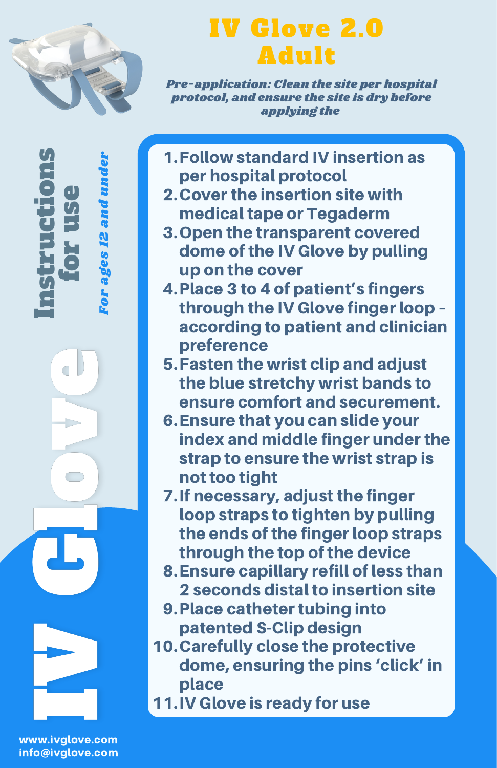# IV Glove 2.0 Adult

*Pre-application: Clean the site per hospital protocol, and ensure the site is dry before applying the*

## Instructions for use

*For ages 12 and under*

1. Follow standard IV insertion as per hospital protocol
2. Cover the insertion site with medical tape or Tegaderm
3. Open the transparent covered dome of the IV Glove by pulling up on the cover
4. Place 3 to 4 of patient's fingers through the IV Glove finger loop - according to patient and clinician preference
5. Fasten the wrist clip and adjust the blue stretchy wrist bands to ensure comfort and securement.
6. Ensure that you can slide your index and middle finger under the strap to ensure the wrist strap is not too tight
7. If necessary, adjust the finger loop straps to tighten by pulling the ends of the finger loop straps through the top of the device
8. Ensure capillary refill of less than 2 seconds distal to insertion site
9. Place catheter tubing into patented S-Clip design
10. Carefully close the protective dome, ensuring the pins 'click' in place
11. IV Glove is ready for use

IV Glove

www.ivglove.com
info@ivglove.com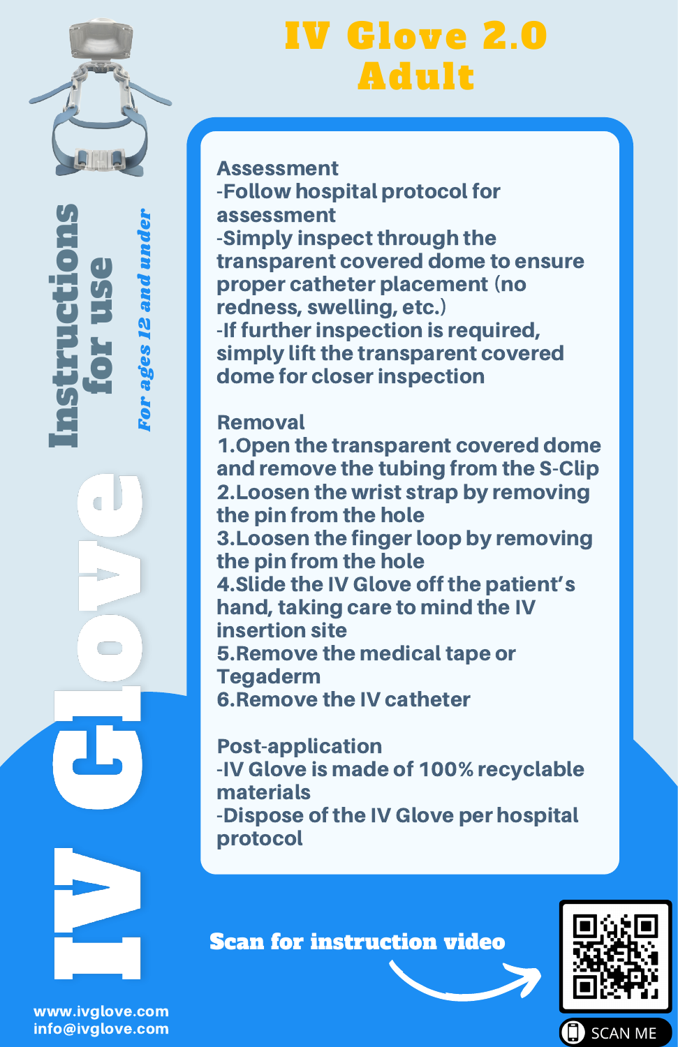# IV Glove 2.0 Adult

IV Glove

Instructions for use

*For ages 12 and under*

**Assessment**

-Follow hospital protocol for assessment

-Simply inspect through the transparent covered dome to ensure proper catheter placement (no redness, swelling, etc.)

-If further inspection is required, simply lift the transparent covered dome for closer inspection

**Removal**

1. Open the transparent covered dome and remove the tubing from the S-Clip
2. Loosen the wrist strap by removing the pin from the hole
3. Loosen the finger loop by removing the pin from the hole
4. Slide the IV Glove off the patient's hand, taking care to mind the IV insertion site
5. Remove the medical tape or Tegaderm
6. Remove the IV catheter

**Post-application**

-IV Glove is made of 100% recyclable materials

-Dispose of the IV Glove per hospital protocol

**Scan for instruction video**

SCAN ME

www.ivglove.com
info@ivglove.com